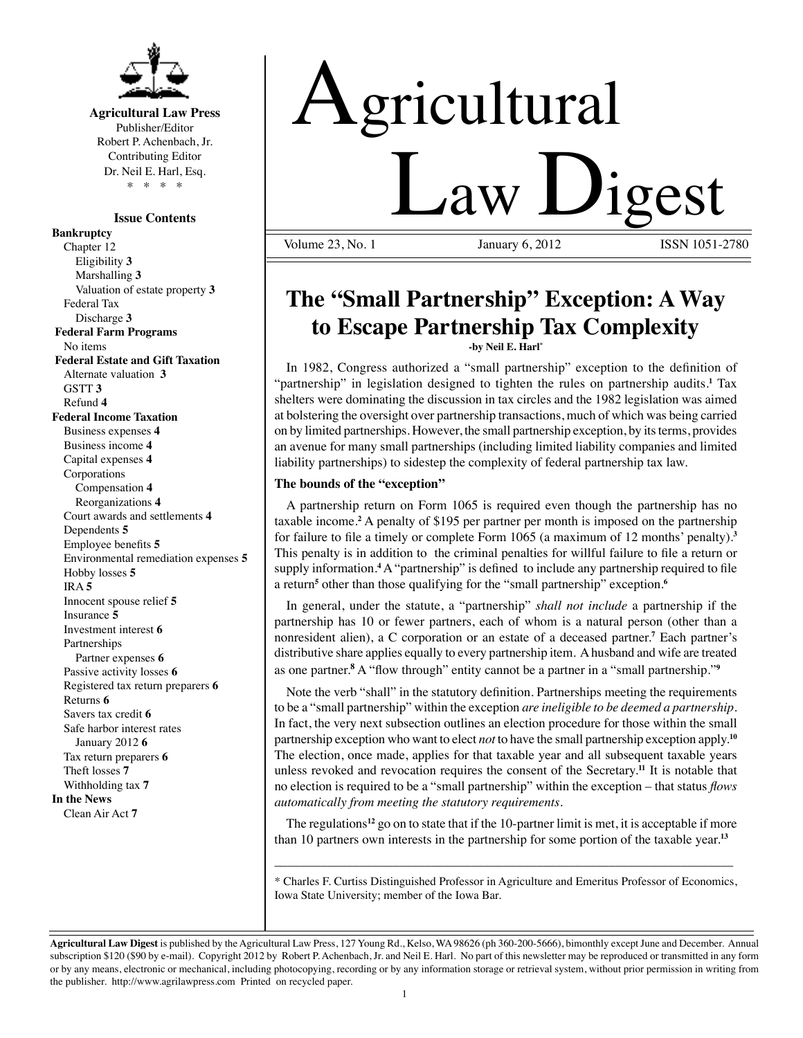**Agricultural Law Press**
Publisher/Editor
Robert P. Achenbach, Jr.
Contributing Editor
Dr. Neil E. Harl, Esq.
\* \* \* \*

**Issue Contents**

**Bankruptcy**
- Chapter 12
  - Eligibility **3**
  - Marshalling **3**
  - Valuation of estate property **3**
- Federal Tax
  - Discharge **3**

**Federal Farm Programs**
- No items

**Federal Estate and Gift Taxation**
- Alternate valuation **3**
- GSTT **3**
- Refund **4**

**Federal Income Taxation**
- Business expenses **4**
- Business income **4**
- Capital expenses **4**
- Corporations
  - Compensation **4**
  - Reorganizations **4**
- Court awards and settlements **4**
- Dependents **5**
- Employee benefits **5**
- Environmental remediation expenses **5**
- Hobby losses **5**
- IRA **5**
- Innocent spouse relief **5**
- Insurance **5**
- Investment interest **6**
- Partnerships
  - Partner expenses **6**
- Passive activity losses **6**
- Registered tax return preparers **6**
- Returns **6**
- Savers tax credit **6**
- Safe harbor interest rates
  - January 2012 **6**
- Tax return preparers **6**
- Theft losses **7**
- Withholding tax **7**

**In the News**
- Clean Air Act **7**

# Agricultural Law Digest

Volume 23, No. 1 January 6, 2012 ISSN 1051-2780

## The "Small Partnership" Exception: A Way to Escape Partnership Tax Complexity

**-by Neil E. Harl\***

In 1982, Congress authorized a "small partnership" exception to the definition of "partnership" in legislation designed to tighten the rules on partnership audits.[1] Tax shelters were dominating the discussion in tax circles and the 1982 legislation was aimed at bolstering the oversight over partnership transactions, much of which was being carried on by limited partnerships. However, the small partnership exception, by its terms, provides an avenue for many small partnerships (including limited liability companies and limited liability partnerships) to sidestep the complexity of federal partnership tax law.

### The bounds of the "exception"

A partnership return on Form 1065 is required even though the partnership has no taxable income.[2] A penalty of $195 per partner per month is imposed on the partnership for failure to file a timely or complete Form 1065 (a maximum of 12 months' penalty).[3] This penalty is in addition to the criminal penalties for willful failure to file a return or supply information.[4] A "partnership" is defined to include any partnership required to file a return[5] other than those qualifying for the "small partnership" exception.[6]

In general, under the statute, a "partnership" *shall not include* a partnership if the partnership has 10 or fewer partners, each of whom is a natural person (other than a nonresident alien), a C corporation or an estate of a deceased partner.[7] Each partner's distributive share applies equally to every partnership item. A husband and wife are treated as one partner.[8] A "flow through" entity cannot be a partner in a "small partnership."[9]

Note the verb "shall" in the statutory definition. Partnerships meeting the requirements to be a "small partnership" within the exception *are ineligible to be deemed a partnership*. In fact, the very next subsection outlines an election procedure for those within the small partnership exception who want to elect *not* to have the small partnership exception apply.[10] The election, once made, applies for that taxable year and all subsequent taxable years unless revoked and revocation requires the consent of the Secretary.[11] It is notable that no election is required to be a "small partnership" within the exception – that status *flows automatically from meeting the statutory requirements*.

The regulations[12] go on to state that if the 10-partner limit is met, it is acceptable if more than 10 partners own interests in the partnership for some portion of the taxable year.[13]

---

\* Charles F. Curtiss Distinguished Professor in Agriculture and Emeritus Professor of Economics, Iowa State University; member of the Iowa Bar.

---

**Agricultural Law Digest** is published by the Agricultural Law Press, 127 Young Rd., Kelso, WA 98626 (ph 360-200-5666), bimonthly except June and December. Annual subscription $120 ($90 by e-mail). Copyright 2012 by Robert P. Achenbach, Jr. and Neil E. Harl. No part of this newsletter may be reproduced or transmitted in any form or by any means, electronic or mechanical, including photocopying, recording or by any information storage or retrieval system, without prior permission in writing from the publisher. http://www.agrilawpress.com Printed on recycled paper.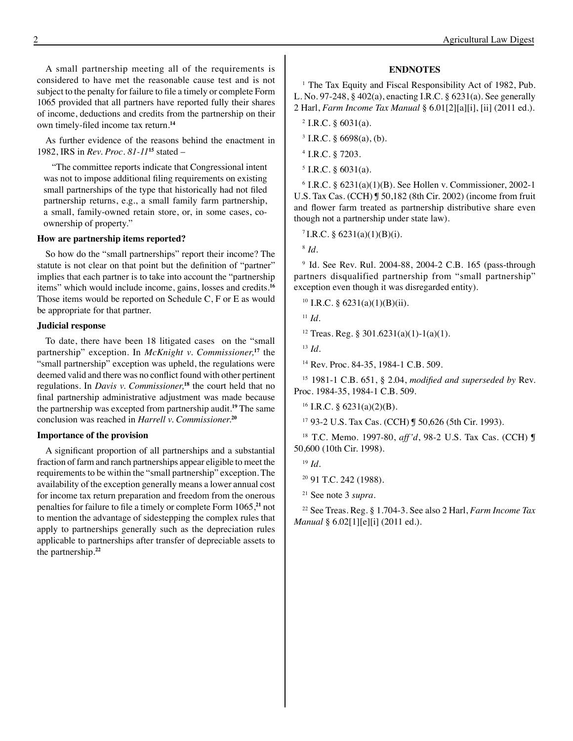A small partnership meeting all of the requirements is considered to have met the reasonable cause test and is not subject to the penalty for failure to file a timely or complete Form 1065 provided that all partners have reported fully their shares of income, deductions and credits from the partnership on their own timely-filed income tax return.[14]

As further evidence of the reasons behind the enactment in 1982, IRS in *Rev. Proc. 81-11*[15] stated –

> "The committee reports indicate that Congressional intent was not to impose additional filing requirements on existing small partnerships of the type that historically had not filed partnership returns, e.g., a small family farm partnership, a small, family-owned retain store, or, in some cases, co-ownership of property."

**How are partnership items reported?**

So how do the "small partnerships" report their income? The statute is not clear on that point but the definition of "partner" implies that each partner is to take into account the "partnership items" which would include income, gains, losses and credits.[16] Those items would be reported on Schedule C, F or E as would be appropriate for that partner.

**Judicial response**

To date, there have been 18 litigated cases on the "small partnership" exception. In *McKnight v. Commissioner,*[17] the "small partnership" exception was upheld, the regulations were deemed valid and there was no conflict found with other pertinent regulations. In *Davis v. Commissioner,*[18] the court held that no final partnership administrative adjustment was made because the partnership was excepted from partnership audit.[19] The same conclusion was reached in *Harrell v. Commissioner.*[20]

**Importance of the provision**

A significant proportion of all partnerships and a substantial fraction of farm and ranch partnerships appear eligible to meet the requirements to be within the "small partnership" exception. The availability of the exception generally means a lower annual cost for income tax return preparation and freedom from the onerous penalties for failure to file a timely or complete Form 1065,[21] not to mention the advantage of sidestepping the complex rules that apply to partnerships generally such as the depreciation rules applicable to partnerships after transfer of depreciable assets to the partnership.[22]

**ENDNOTES**

[1] The Tax Equity and Fiscal Responsibility Act of 1982, Pub. L. No. 97-248, § 402(a), enacting I.R.C. § 6231(a). See generally 2 Harl, *Farm Income Tax Manual* § 6.01[2][a][i], [ii] (2011 ed.).

[2] I.R.C. § 6031(a).

[3] I.R.C. § 6698(a), (b).

[4] I.R.C. § 7203.

[5] I.R.C. § 6031(a).

[6] I.R.C. § 6231(a)(1)(B). See Hollen v. Commissioner, 2002-1 U.S. Tax Cas. (CCH) ¶ 50,182 (8th Cir. 2002) (income from fruit and flower farm treated as partnership distributive share even though not a partnership under state law).

[7] I.R.C. § 6231(a)(1)(B)(i).

[8] *Id.*

[9] Id. See Rev. Rul. 2004-88, 2004-2 C.B. 165 (pass-through partners disqualified partnership from "small partnership" exception even though it was disregarded entity).

[10] I.R.C. § 6231(a)(1)(B)(ii).

[11] *Id.*

[12] Treas. Reg. § 301.6231(a)(1)-1(a)(1).

[13] *Id.*

[14] Rev. Proc. 84-35, 1984-1 C.B. 509.

[15] 1981-1 C.B. 651, § 2.04, *modified and superseded by* Rev. Proc. 1984-35, 1984-1 C.B. 509.

[16] I.R.C. § 6231(a)(2)(B).

[17] 93-2 U.S. Tax Cas. (CCH) ¶ 50,626 (5th Cir. 1993).

[18] T.C. Memo. 1997-80, *aff'd*, 98-2 U.S. Tax Cas. (CCH) ¶ 50,600 (10th Cir. 1998).

[19] *Id.*

[20] 91 T.C. 242 (1988).

[21] See note 3 *supra*.

[22] See Treas. Reg. § 1.704-3. See also 2 Harl, *Farm Income Tax Manual* § 6.02[1][e][i] (2011 ed.).